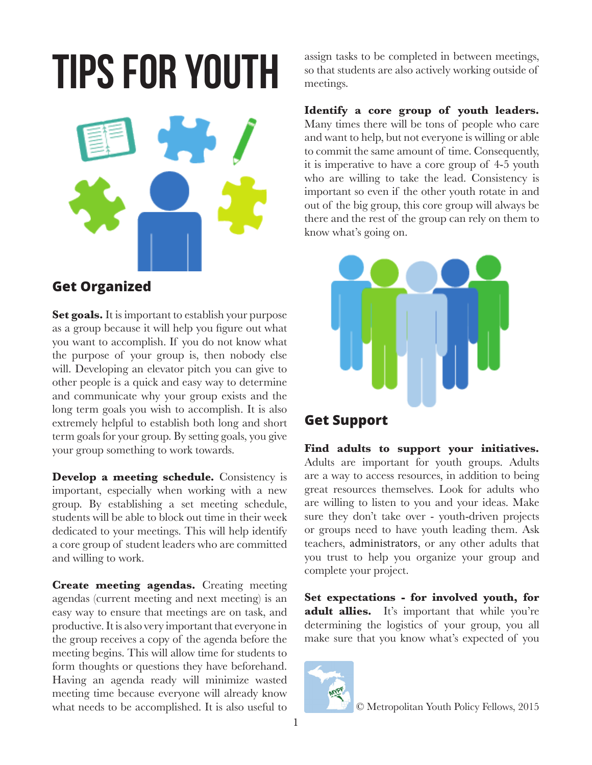# TIPS FOR YOUTH

## Get Organized

**Set goals.** It is important to establish your purpose as a group because it will help you figure out what you want to accomplish. If you do not know what the purpose of your group is, then nobody else will. Developing an elevator pitch you can give to other people is a quick and easy way to determine and communicate why your group exists and the long term goals you wish to accomplish. It is also extremely helpful to establish both long and short term goals for your group. By setting goals, you give your group something to work towards.

**Develop a meeting schedule.** Consistency is important, especially when working with a new group. By establishing a set meeting schedule, students will be able to block out time in their week dedicated to your meetings. This will help identify a core group of student leaders who are committed and willing to work.

**Create meeting agendas.** Creating meeting agendas (current meeting and next meeting) is an easy way to ensure that meetings are on task, and productive. It is also very important that everyone in the group receives a copy of the agenda before the meeting begins. This will allow time for students to form thoughts or questions they have beforehand. Having an agenda ready will minimize wasted meeting time because everyone will already know what needs to be accomplished. It is also useful to assign tasks to be completed in between meetings, so that students are also actively working outside of meetings.

**Identify a core group of youth leaders.** Many times there will be tons of people who care and want to help, but not everyone is willing or able to commit the same amount of time. Consequently, it is imperative to have a core group of 4-5 youth who are willing to take the lead. Consistency is important so even if the other youth rotate in and out of the big group, this core group will always be there and the rest of the group can rely on them to know what's going on.

## Get Support

**Find adults to support your initiatives.** Adults are important for youth groups. Adults are a way to access resources, in addition to being great resources themselves. Look for adults who are willing to listen to you and your ideas. Make sure they don't take over - youth-driven projects or groups need to have youth leading them. Ask teachers, administrators, or any other adults that you trust to help you organize your group and complete your project.

**Set expectations - for involved youth, for adult allies.** It's important that while you're determining the logistics of your group, you all make sure that you know what's expected of you

© Metropolitan Youth Policy Fellows, 2015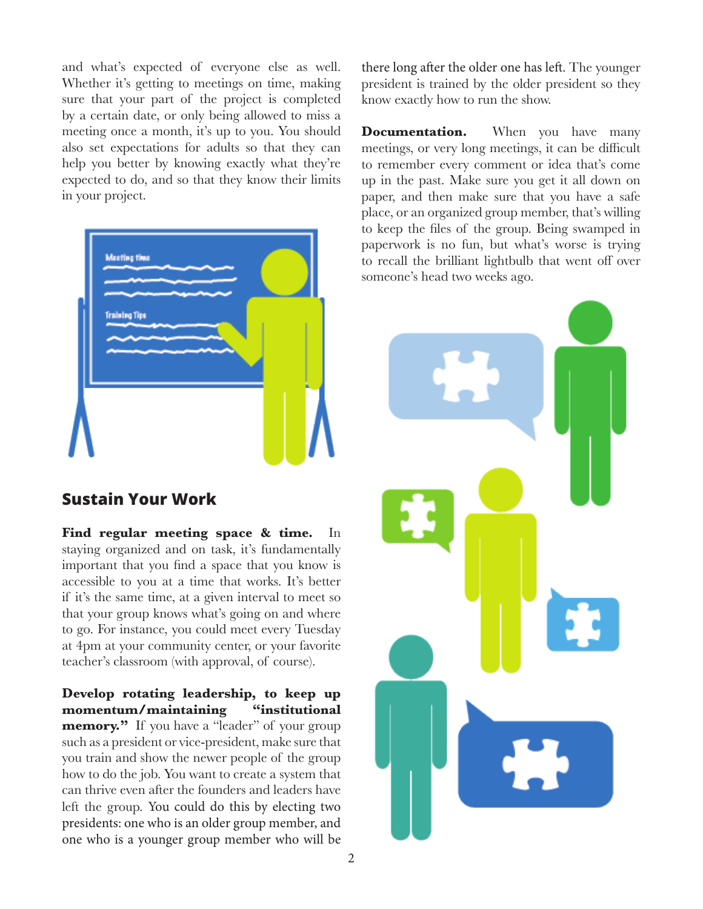and what's expected of everyone else as well. Whether it's getting to meetings on time, making sure that your part of the project is completed by a certain date, or only being allowed to miss a meeting once a month, it's up to you. You should also set expectations for adults so that they can help you better by knowing exactly what they're expected to do, and so that they know their limits in your project.

## Sustain Your Work

**Find regular meeting space & time.** In staying organized and on task, it's fundamentally important that you find a space that you know is accessible to you at a time that works. It's better if it's the same time, at a given interval to meet so that your group knows what's going on and where to go. For instance, you could meet every Tuesday at 4pm at your community center, or your favorite teacher's classroom (with approval, of course).

**Develop rotating leadership, to keep up momentum/maintaining "institutional memory."** If you have a "leader" of your group such as a president or vice-president, make sure that you train and show the newer people of the group how to do the job. You want to create a system that can thrive even after the founders and leaders have left the group. You could do this by electing two presidents: one who is an older group member, and one who is a younger group member who will be there long after the older one has left. The younger president is trained by the older president so they know exactly how to run the show.

**Documentation.** When you have many meetings, or very long meetings, it can be difficult to remember every comment or idea that's come up in the past. Make sure you get it all down on paper, and then make sure that you have a safe place, or an organized group member, that's willing to keep the files of the group. Being swamped in paperwork is no fun, but what's worse is trying to recall the brilliant lightbulb that went off over someone's head two weeks ago.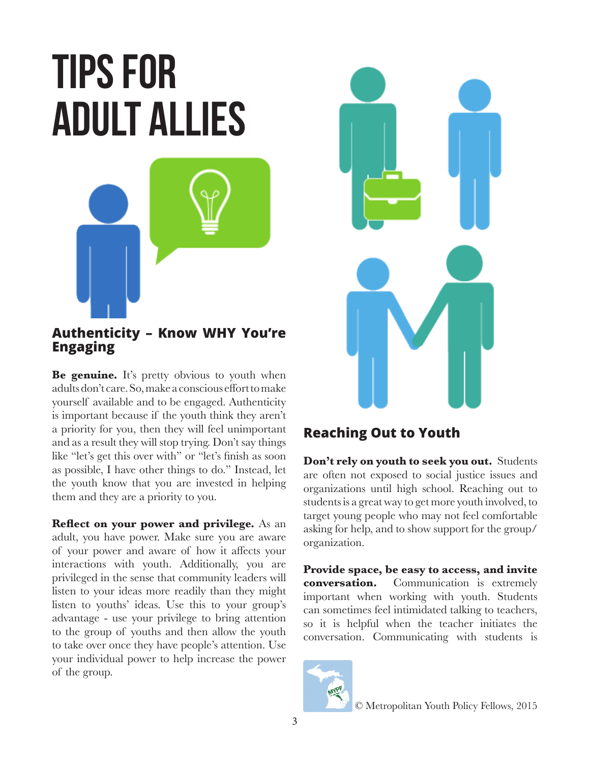# TIPS FOR ADULT ALLIES

## Authenticity – Know WHY You're Engaging

**Be genuine.** It's pretty obvious to youth when adults don't care. So, make a conscious effort to make yourself available and to be engaged. Authenticity is important because if the youth think they aren't a priority for you, then they will feel unimportant and as a result they will stop trying. Don't say things like "let's get this over with" or "let's finish as soon as possible, I have other things to do." Instead, let the youth know that you are invested in helping them and they are a priority to you.

**Reflect on your power and privilege.** As an adult, you have power. Make sure you are aware of your power and aware of how it affects your interactions with youth. Additionally, you are privileged in the sense that community leaders will listen to your ideas more readily than they might listen to youths' ideas. Use this to your group's advantage - use your privilege to bring attention to the group of youths and then allow the youth to take over once they have people's attention. Use your individual power to help increase the power of the group.

## Reaching Out to Youth

**Don't rely on youth to seek you out.** Students are often not exposed to social justice issues and organizations until high school. Reaching out to students is a great way to get more youth involved, to target young people who may not feel comfortable asking for help, and to show support for the group/organization.

**Provide space, be easy to access, and invite conversation.** Communication is extremely important when working with youth. Students can sometimes feel intimidated talking to teachers, so it is helpful when the teacher initiates the conversation. Communicating with students is

© Metropolitan Youth Policy Fellows, 2015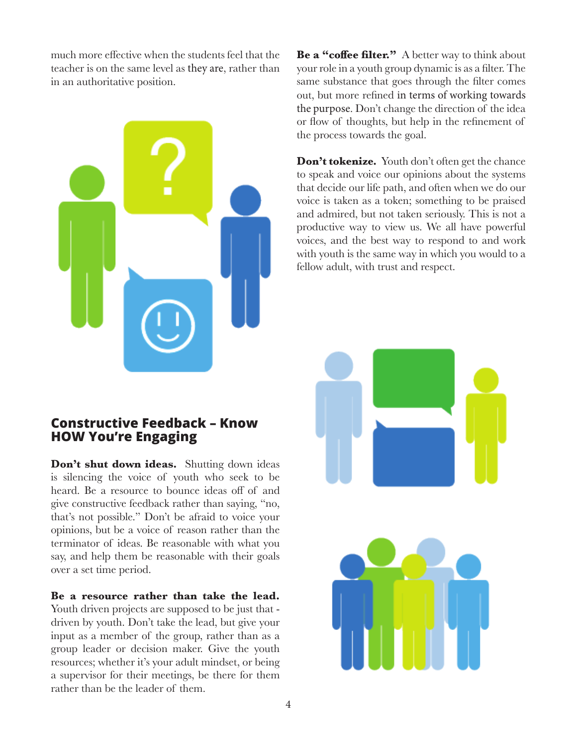much more effective when the students feel that the teacher is on the same level as they are, rather than in an authoritative position.

## Constructive Feedback – Know HOW You're Engaging

**Don't shut down ideas.** Shutting down ideas is silencing the voice of youth who seek to be heard. Be a resource to bounce ideas off of and give constructive feedback rather than saying, "no, that's not possible." Don't be afraid to voice your opinions, but be a voice of reason rather than the terminator of ideas. Be reasonable with what you say, and help them be reasonable with their goals over a set time period.

**Be a resource rather than take the lead.** Youth driven projects are supposed to be just that - driven by youth. Don't take the lead, but give your input as a member of the group, rather than as a group leader or decision maker. Give the youth resources; whether it's your adult mindset, or being a supervisor for their meetings, be there for them rather than be the leader of them.

**Be a "coffee filter."** A better way to think about your role in a youth group dynamic is as a filter. The same substance that goes through the filter comes out, but more refined in terms of working towards the purpose. Don't change the direction of the idea or flow of thoughts, but help in the refinement of the process towards the goal.

**Don't tokenize.** Youth don't often get the chance to speak and voice our opinions about the systems that decide our life path, and often when we do our voice is taken as a token; something to be praised and admired, but not taken seriously. This is not a productive way to view us. We all have powerful voices, and the best way to respond to and work with youth is the same way in which you would to a fellow adult, with trust and respect.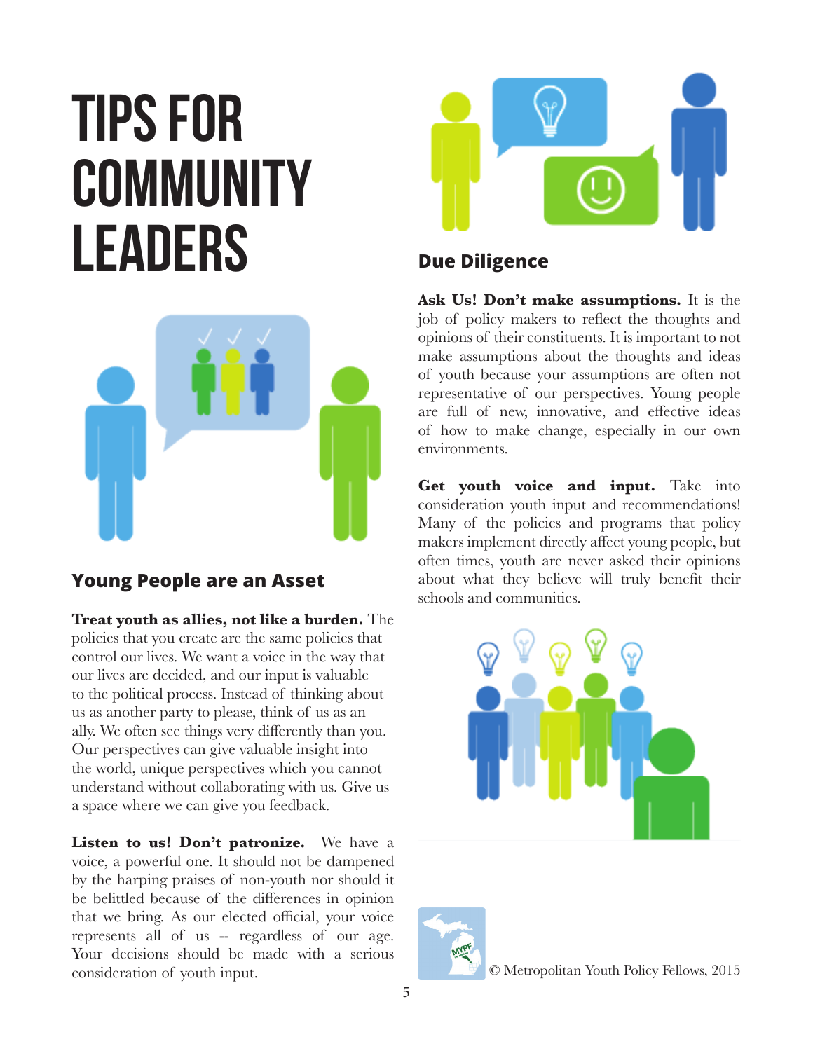# TIPS FOR COMMUNITY LEADERS

## Young People are an Asset

**Treat youth as allies, not like a burden.** The policies that you create are the same policies that control our lives. We want a voice in the way that our lives are decided, and our input is valuable to the political process. Instead of thinking about us as another party to please, think of us as an ally. We often see things very differently than you. Our perspectives can give valuable insight into the world, unique perspectives which you cannot understand without collaborating with us. Give us a space where we can give you feedback.

**Listen to us! Don't patronize.** We have a voice, a powerful one. It should not be dampened by the harping praises of non-youth nor should it be belittled because of the differences in opinion that we bring. As our elected official, your voice represents all of us -- regardless of our age. Your decisions should be made with a serious consideration of youth input.

## Due Diligence

**Ask Us! Don't make assumptions.** It is the job of policy makers to reflect the thoughts and opinions of their constituents. It is important to not make assumptions about the thoughts and ideas of youth because your assumptions are often not representative of our perspectives. Young people are full of new, innovative, and effective ideas of how to make change, especially in our own environments.

**Get youth voice and input.** Take into consideration youth input and recommendations! Many of the policies and programs that policy makers implement directly affect young people, but often times, youth are never asked their opinions about what they believe will truly benefit their schools and communities.

© Metropolitan Youth Policy Fellows, 2015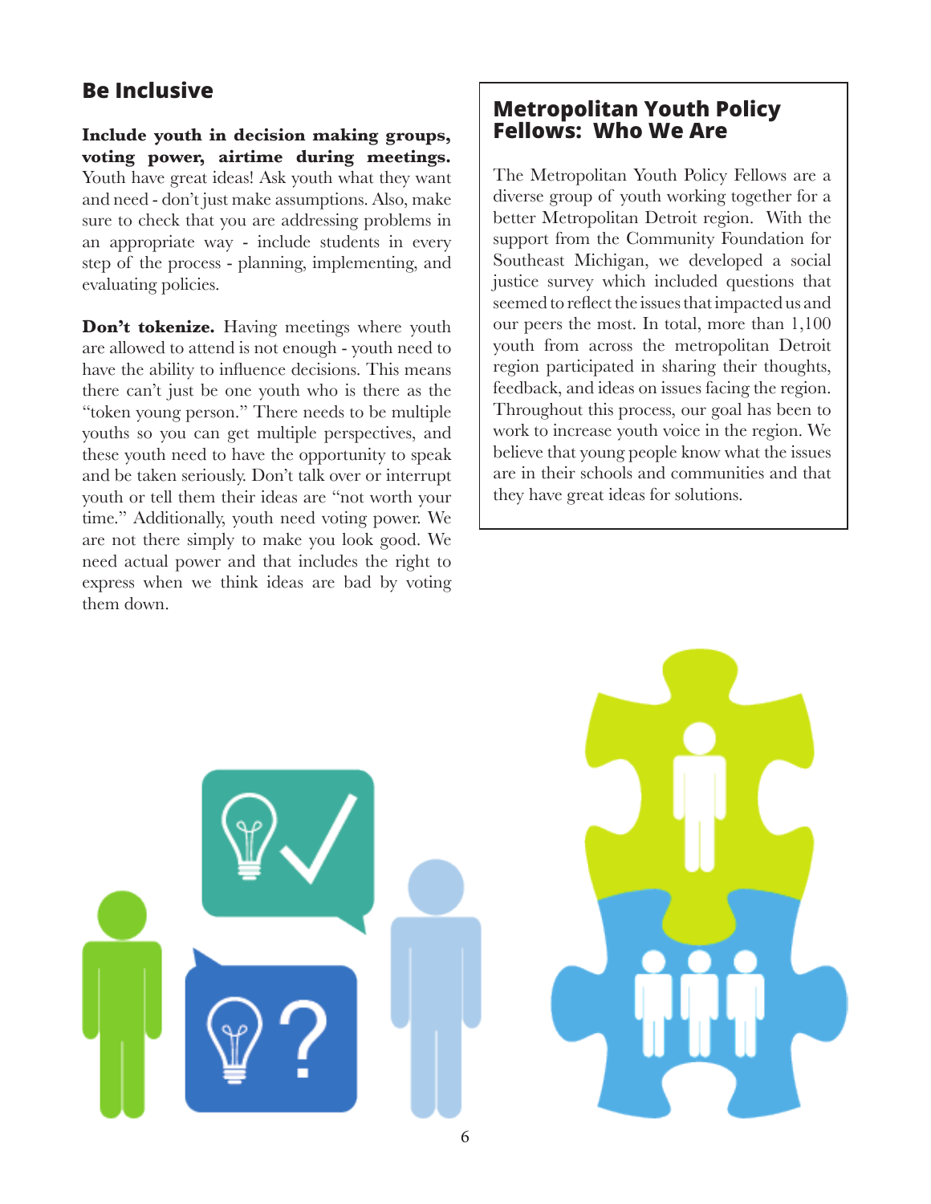## Be Inclusive

**Include youth in decision making groups, voting power, airtime during meetings.** Youth have great ideas! Ask youth what they want and need - don't just make assumptions. Also, make sure to check that you are addressing problems in an appropriate way - include students in every step of the process - planning, implementing, and evaluating policies.

**Don't tokenize.** Having meetings where youth are allowed to attend is not enough - youth need to have the ability to influence decisions. This means there can't just be one youth who is there as the "token young person." There needs to be multiple youths so you can get multiple perspectives, and these youth need to have the opportunity to speak and be taken seriously. Don't talk over or interrupt youth or tell them their ideas are "not worth your time." Additionally, youth need voting power. We are not there simply to make you look good. We need actual power and that includes the right to express when we think ideas are bad by voting them down.

## Metropolitan Youth Policy Fellows: Who We Are

The Metropolitan Youth Policy Fellows are a diverse group of youth working together for a better Metropolitan Detroit region. With the support from the Community Foundation for Southeast Michigan, we developed a social justice survey which included questions that seemed to reflect the issues that impacted us and our peers the most. In total, more than 1,100 youth from across the metropolitan Detroit region participated in sharing their thoughts, feedback, and ideas on issues facing the region. Throughout this process, our goal has been to work to increase youth voice in the region. We believe that young people know what the issues are in their schools and communities and that they have great ideas for solutions.